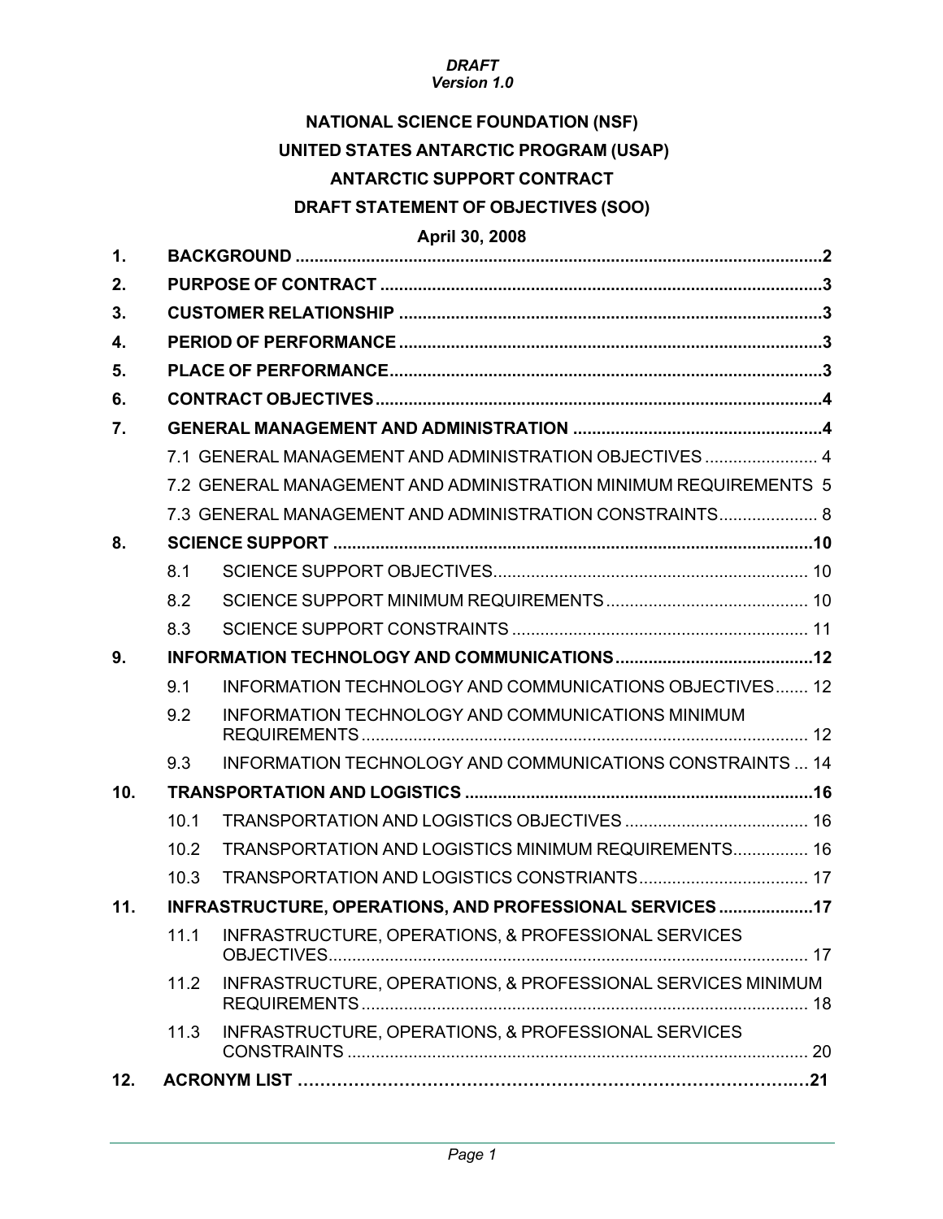*DRAFT*
*Version 1.0*

**NATIONAL SCIENCE FOUNDATION (NSF)**

**UNITED STATES ANTARCTIC PROGRAM (USAP)**

**ANTARCTIC SUPPORT CONTRACT**

**DRAFT STATEMENT OF OBJECTIVES (SOO)**

**April 30, 2008**

| | | |
|---|---|---|
| **1.** | **BACKGROUND** | **2** |
| **2.** | **PURPOSE OF CONTRACT** | **3** |
| **3.** | **CUSTOMER RELATIONSHIP** | **3** |
| **4.** | **PERIOD OF PERFORMANCE** | **3** |
| **5.** | **PLACE OF PERFORMANCE** | **3** |
| **6.** | **CONTRACT OBJECTIVES** | **4** |
| **7.** | **GENERAL MANAGEMENT AND ADMINISTRATION** | **4** |
| | 7.1 GENERAL MANAGEMENT AND ADMINISTRATION OBJECTIVES | 4 |
| | 7.2 GENERAL MANAGEMENT AND ADMINISTRATION MINIMUM REQUIREMENTS | 5 |
| | 7.3 GENERAL MANAGEMENT AND ADMINISTRATION CONSTRAINTS | 8 |
| **8.** | **SCIENCE SUPPORT** | **10** |
| 8.1 | SCIENCE SUPPORT OBJECTIVES | 10 |
| 8.2 | SCIENCE SUPPORT MINIMUM REQUIREMENTS | 10 |
| 8.3 | SCIENCE SUPPORT CONSTRAINTS | 11 |
| **9.** | **INFORMATION TECHNOLOGY AND COMMUNICATIONS** | **12** |
| 9.1 | INFORMATION TECHNOLOGY AND COMMUNICATIONS OBJECTIVES | 12 |
| 9.2 | INFORMATION TECHNOLOGY AND COMMUNICATIONS MINIMUM REQUIREMENTS | 12 |
| 9.3 | INFORMATION TECHNOLOGY AND COMMUNICATIONS CONSTRAINTS | 14 |
| **10.** | **TRANSPORTATION AND LOGISTICS** | **16** |
| 10.1 | TRANSPORTATION AND LOGISTICS OBJECTIVES | 16 |
| 10.2 | TRANSPORTATION AND LOGISTICS MINIMUM REQUIREMENTS | 16 |
| 10.3 | TRANSPORTATION AND LOGISTICS CONSTRAINTS | 17 |
| **11.** | **INFRASTRUCTURE, OPERATIONS, AND PROFESSIONAL SERVICES** | **17** |
| 11.1 | INFRASTRUCTURE, OPERATIONS, & PROFESSIONAL SERVICES OBJECTIVES | 17 |
| 11.2 | INFRASTRUCTURE, OPERATIONS, & PROFESSIONAL SERVICES MINIMUM REQUIREMENTS | 18 |
| 11.3 | INFRASTRUCTURE, OPERATIONS, & PROFESSIONAL SERVICES CONSTRAINTS | 20 |
| **12.** | **ACRONYM LIST** | **21** |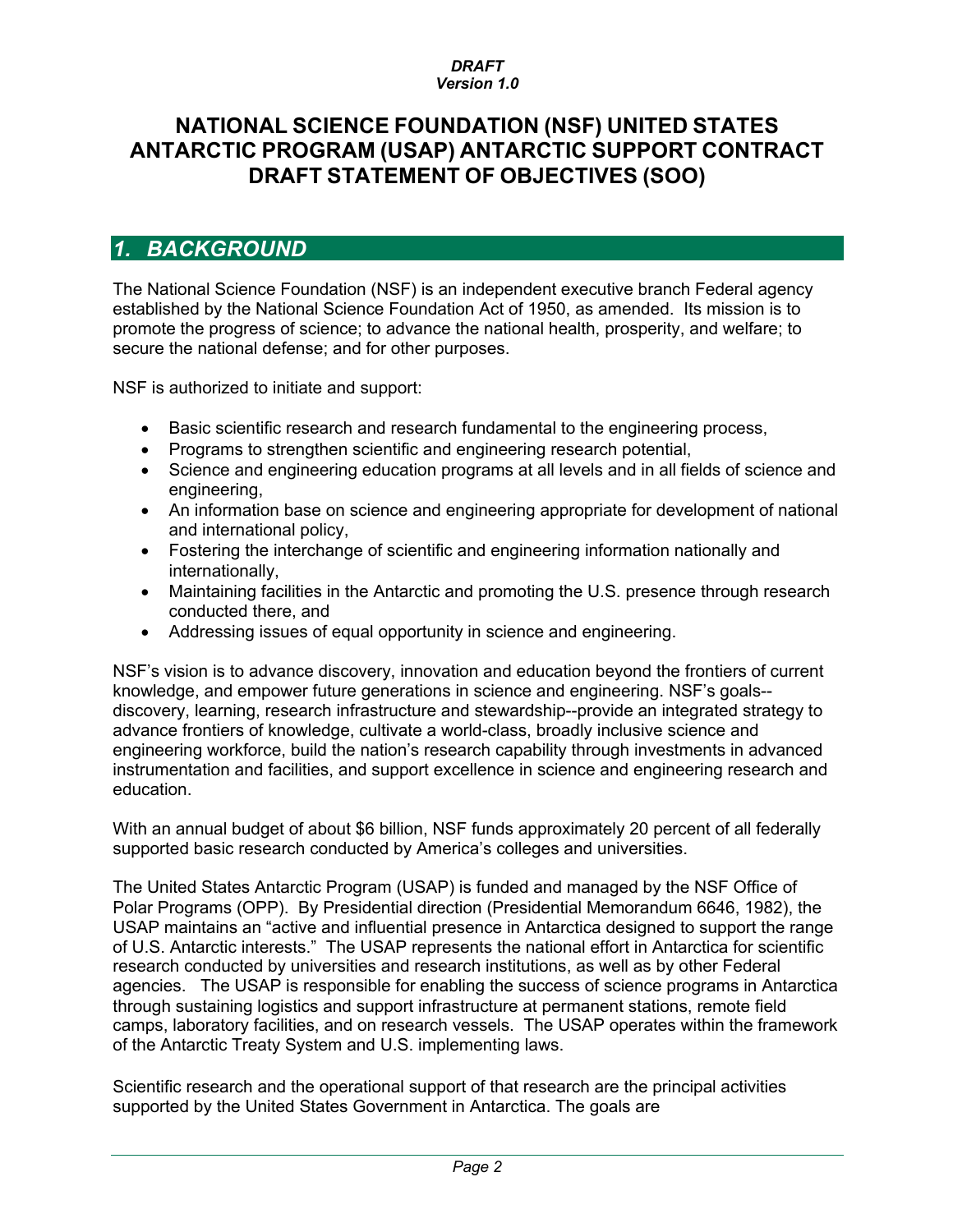*DRAFT*
*Version 1.0*

# NATIONAL SCIENCE FOUNDATION (NSF) UNITED STATES ANTARCTIC PROGRAM (USAP) ANTARCTIC SUPPORT CONTRACT DRAFT STATEMENT OF OBJECTIVES (SOO)

## *1. BACKGROUND*

The National Science Foundation (NSF) is an independent executive branch Federal agency established by the National Science Foundation Act of 1950, as amended. Its mission is to promote the progress of science; to advance the national health, prosperity, and welfare; to secure the national defense; and for other purposes.

NSF is authorized to initiate and support:

- Basic scientific research and research fundamental to the engineering process,
- Programs to strengthen scientific and engineering research potential,
- Science and engineering education programs at all levels and in all fields of science and engineering,
- An information base on science and engineering appropriate for development of national and international policy,
- Fostering the interchange of scientific and engineering information nationally and internationally,
- Maintaining facilities in the Antarctic and promoting the U.S. presence through research conducted there, and
- Addressing issues of equal opportunity in science and engineering.

NSF's vision is to advance discovery, innovation and education beyond the frontiers of current knowledge, and empower future generations in science and engineering. NSF's goals--discovery, learning, research infrastructure and stewardship--provide an integrated strategy to advance frontiers of knowledge, cultivate a world-class, broadly inclusive science and engineering workforce, build the nation's research capability through investments in advanced instrumentation and facilities, and support excellence in science and engineering research and education.

With an annual budget of about $6 billion, NSF funds approximately 20 percent of all federally supported basic research conducted by America's colleges and universities.

The United States Antarctic Program (USAP) is funded and managed by the NSF Office of Polar Programs (OPP). By Presidential direction (Presidential Memorandum 6646, 1982), the USAP maintains an "active and influential presence in Antarctica designed to support the range of U.S. Antarctic interests." The USAP represents the national effort in Antarctica for scientific research conducted by universities and research institutions, as well as by other Federal agencies. The USAP is responsible for enabling the success of science programs in Antarctica through sustaining logistics and support infrastructure at permanent stations, remote field camps, laboratory facilities, and on research vessels. The USAP operates within the framework of the Antarctic Treaty System and U.S. implementing laws.

Scientific research and the operational support of that research are the principal activities supported by the United States Government in Antarctica. The goals are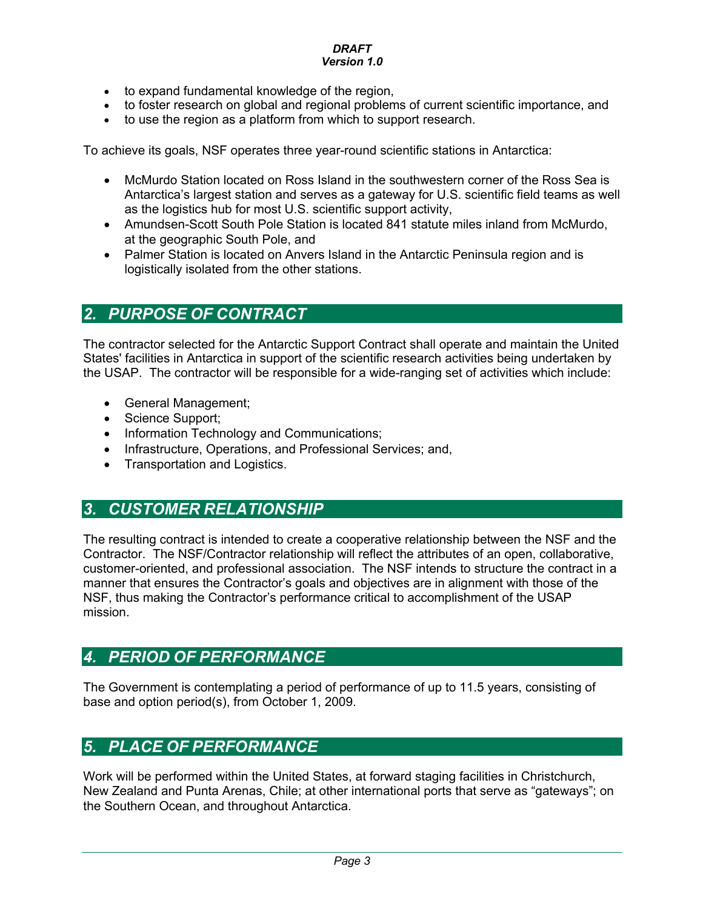- to expand fundamental knowledge of the region,
- to foster research on global and regional problems of current scientific importance, and
- to use the region as a platform from which to support research.

To achieve its goals, NSF operates three year-round scientific stations in Antarctica:

- McMurdo Station located on Ross Island in the southwestern corner of the Ross Sea is Antarctica's largest station and serves as a gateway for U.S. scientific field teams as well as the logistics hub for most U.S. scientific support activity,
- Amundsen-Scott South Pole Station is located 841 statute miles inland from McMurdo, at the geographic South Pole, and
- Palmer Station is located on Anvers Island in the Antarctic Peninsula region and is logistically isolated from the other stations.

## *2. PURPOSE OF CONTRACT*

The contractor selected for the Antarctic Support Contract shall operate and maintain the United States' facilities in Antarctica in support of the scientific research activities being undertaken by the USAP. The contractor will be responsible for a wide-ranging set of activities which include:

- General Management;
- Science Support;
- Information Technology and Communications;
- Infrastructure, Operations, and Professional Services; and,
- Transportation and Logistics.

## *3. CUSTOMER RELATIONSHIP*

The resulting contract is intended to create a cooperative relationship between the NSF and the Contractor. The NSF/Contractor relationship will reflect the attributes of an open, collaborative, customer-oriented, and professional association. The NSF intends to structure the contract in a manner that ensures the Contractor's goals and objectives are in alignment with those of the NSF, thus making the Contractor's performance critical to accomplishment of the USAP mission.

## *4. PERIOD OF PERFORMANCE*

The Government is contemplating a period of performance of up to 11.5 years, consisting of base and option period(s), from October 1, 2009.

## *5. PLACE OF PERFORMANCE*

Work will be performed within the United States, at forward staging facilities in Christchurch, New Zealand and Punta Arenas, Chile; at other international ports that serve as "gateways"; on the Southern Ocean, and throughout Antarctica.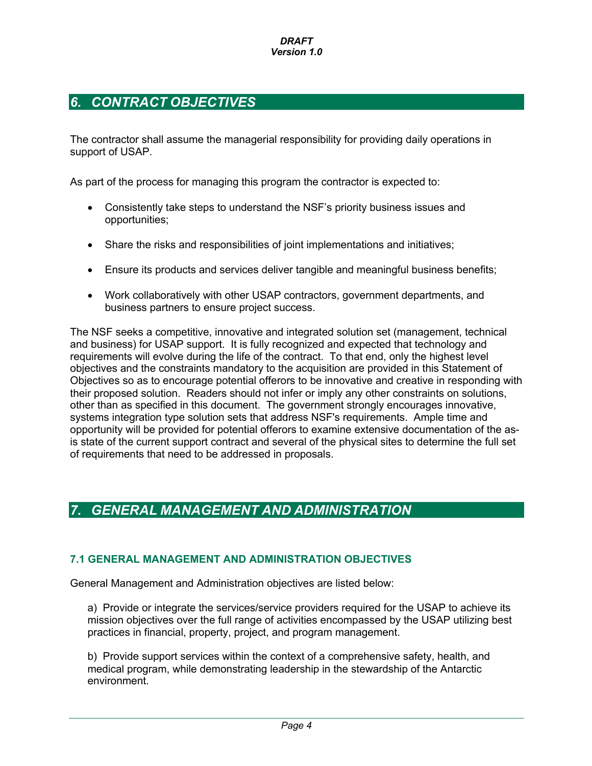## *6. CONTRACT OBJECTIVES*

The contractor shall assume the managerial responsibility for providing daily operations in support of USAP.

As part of the process for managing this program the contractor is expected to:

- Consistently take steps to understand the NSF's priority business issues and opportunities;
- Share the risks and responsibilities of joint implementations and initiatives;
- Ensure its products and services deliver tangible and meaningful business benefits;
- Work collaboratively with other USAP contractors, government departments, and business partners to ensure project success.

The NSF seeks a competitive, innovative and integrated solution set (management, technical and business) for USAP support. It is fully recognized and expected that technology and requirements will evolve during the life of the contract. To that end, only the highest level objectives and the constraints mandatory to the acquisition are provided in this Statement of Objectives so as to encourage potential offerors to be innovative and creative in responding with their proposed solution. Readers should not infer or imply any other constraints on solutions, other than as specified in this document. The government strongly encourages innovative, systems integration type solution sets that address NSF's requirements. Ample time and opportunity will be provided for potential offerors to examine extensive documentation of the as-is state of the current support contract and several of the physical sites to determine the full set of requirements that need to be addressed in proposals.

## *7. GENERAL MANAGEMENT AND ADMINISTRATION*

### 7.1 GENERAL MANAGEMENT AND ADMINISTRATION OBJECTIVES

General Management and Administration objectives are listed below:

a) Provide or integrate the services/service providers required for the USAP to achieve its mission objectives over the full range of activities encompassed by the USAP utilizing best practices in financial, property, project, and program management.

b) Provide support services within the context of a comprehensive safety, health, and medical program, while demonstrating leadership in the stewardship of the Antarctic environment.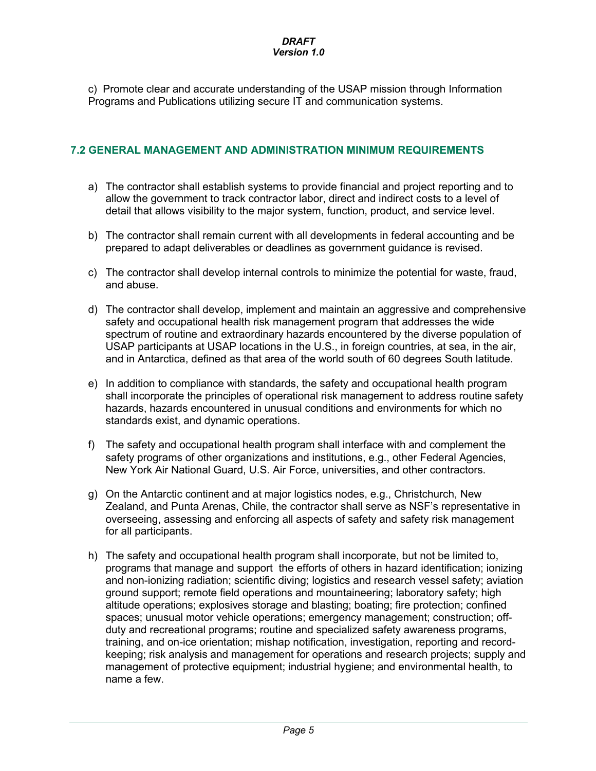c) Promote clear and accurate understanding of the USAP mission through Information Programs and Publications utilizing secure IT and communication systems.

## 7.2 GENERAL MANAGEMENT AND ADMINISTRATION MINIMUM REQUIREMENTS

a) The contractor shall establish systems to provide financial and project reporting and to allow the government to track contractor labor, direct and indirect costs to a level of detail that allows visibility to the major system, function, product, and service level.

b) The contractor shall remain current with all developments in federal accounting and be prepared to adapt deliverables or deadlines as government guidance is revised.

c) The contractor shall develop internal controls to minimize the potential for waste, fraud, and abuse.

d) The contractor shall develop, implement and maintain an aggressive and comprehensive safety and occupational health risk management program that addresses the wide spectrum of routine and extraordinary hazards encountered by the diverse population of USAP participants at USAP locations in the U.S., in foreign countries, at sea, in the air, and in Antarctica, defined as that area of the world south of 60 degrees South latitude.

e) In addition to compliance with standards, the safety and occupational health program shall incorporate the principles of operational risk management to address routine safety hazards, hazards encountered in unusual conditions and environments for which no standards exist, and dynamic operations.

f) The safety and occupational health program shall interface with and complement the safety programs of other organizations and institutions, e.g., other Federal Agencies, New York Air National Guard, U.S. Air Force, universities, and other contractors.

g) On the Antarctic continent and at major logistics nodes, e.g., Christchurch, New Zealand, and Punta Arenas, Chile, the contractor shall serve as NSF's representative in overseeing, assessing and enforcing all aspects of safety and safety risk management for all participants.

h) The safety and occupational health program shall incorporate, but not be limited to, programs that manage and support the efforts of others in hazard identification; ionizing and non-ionizing radiation; scientific diving; logistics and research vessel safety; aviation ground support; remote field operations and mountaineering; laboratory safety; high altitude operations; explosives storage and blasting; boating; fire protection; confined spaces; unusual motor vehicle operations; emergency management; construction; off-duty and recreational programs; routine and specialized safety awareness programs, training, and on-ice orientation; mishap notification, investigation, reporting and record-keeping; risk analysis and management for operations and research projects; supply and management of protective equipment; industrial hygiene; and environmental health, to name a few.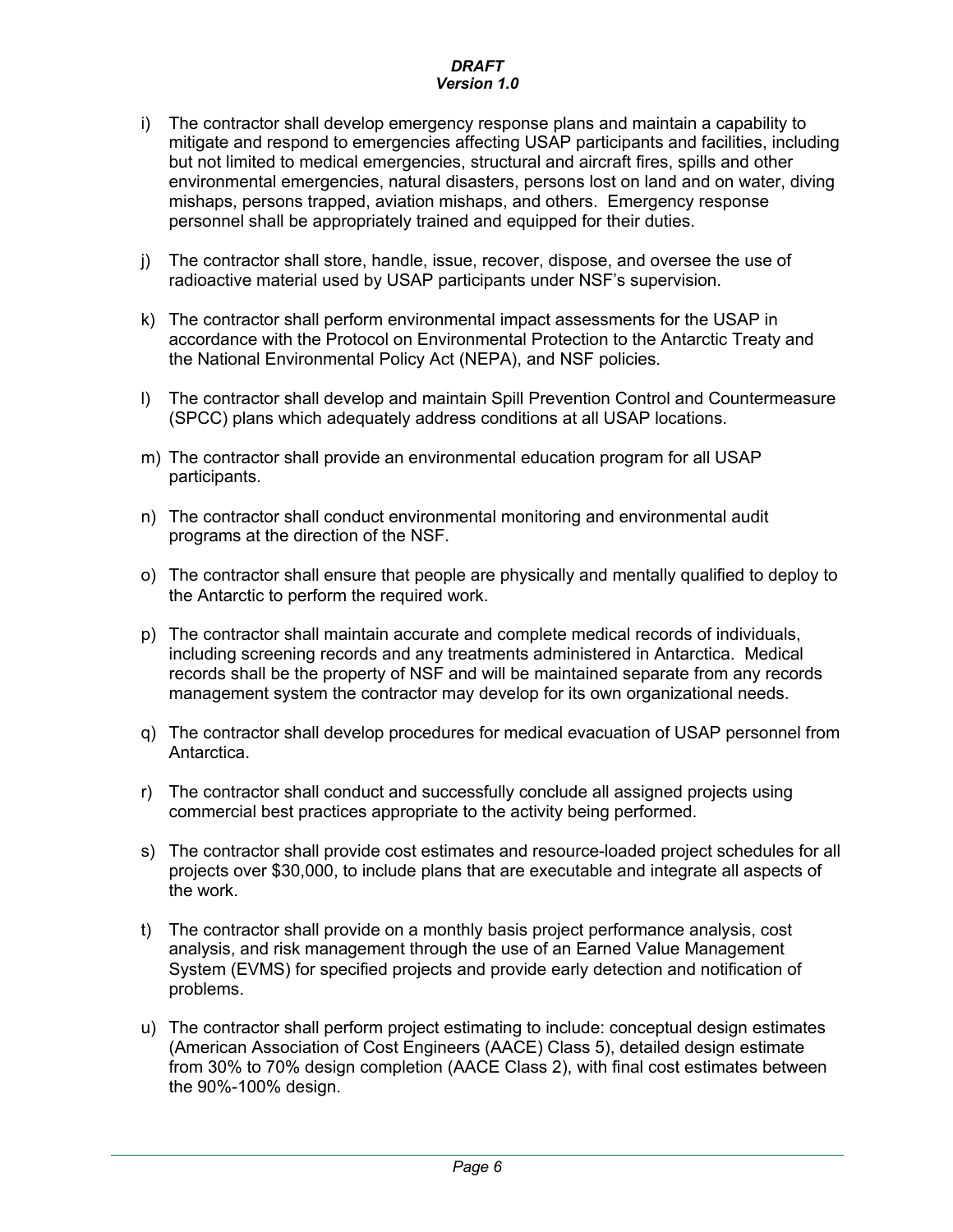i) The contractor shall develop emergency response plans and maintain a capability to mitigate and respond to emergencies affecting USAP participants and facilities, including but not limited to medical emergencies, structural and aircraft fires, spills and other environmental emergencies, natural disasters, persons lost on land and on water, diving mishaps, persons trapped, aviation mishaps, and others. Emergency response personnel shall be appropriately trained and equipped for their duties.

j) The contractor shall store, handle, issue, recover, dispose, and oversee the use of radioactive material used by USAP participants under NSF's supervision.

k) The contractor shall perform environmental impact assessments for the USAP in accordance with the Protocol on Environmental Protection to the Antarctic Treaty and the National Environmental Policy Act (NEPA), and NSF policies.

l) The contractor shall develop and maintain Spill Prevention Control and Countermeasure (SPCC) plans which adequately address conditions at all USAP locations.

m) The contractor shall provide an environmental education program for all USAP participants.

n) The contractor shall conduct environmental monitoring and environmental audit programs at the direction of the NSF.

o) The contractor shall ensure that people are physically and mentally qualified to deploy to the Antarctic to perform the required work.

p) The contractor shall maintain accurate and complete medical records of individuals, including screening records and any treatments administered in Antarctica. Medical records shall be the property of NSF and will be maintained separate from any records management system the contractor may develop for its own organizational needs.

q) The contractor shall develop procedures for medical evacuation of USAP personnel from Antarctica.

r) The contractor shall conduct and successfully conclude all assigned projects using commercial best practices appropriate to the activity being performed.

s) The contractor shall provide cost estimates and resource-loaded project schedules for all projects over $30,000, to include plans that are executable and integrate all aspects of the work.

t) The contractor shall provide on a monthly basis project performance analysis, cost analysis, and risk management through the use of an Earned Value Management System (EVMS) for specified projects and provide early detection and notification of problems.

u) The contractor shall perform project estimating to include: conceptual design estimates (American Association of Cost Engineers (AACE) Class 5), detailed design estimate from 30% to 70% design completion (AACE Class 2), with final cost estimates between the 90%-100% design.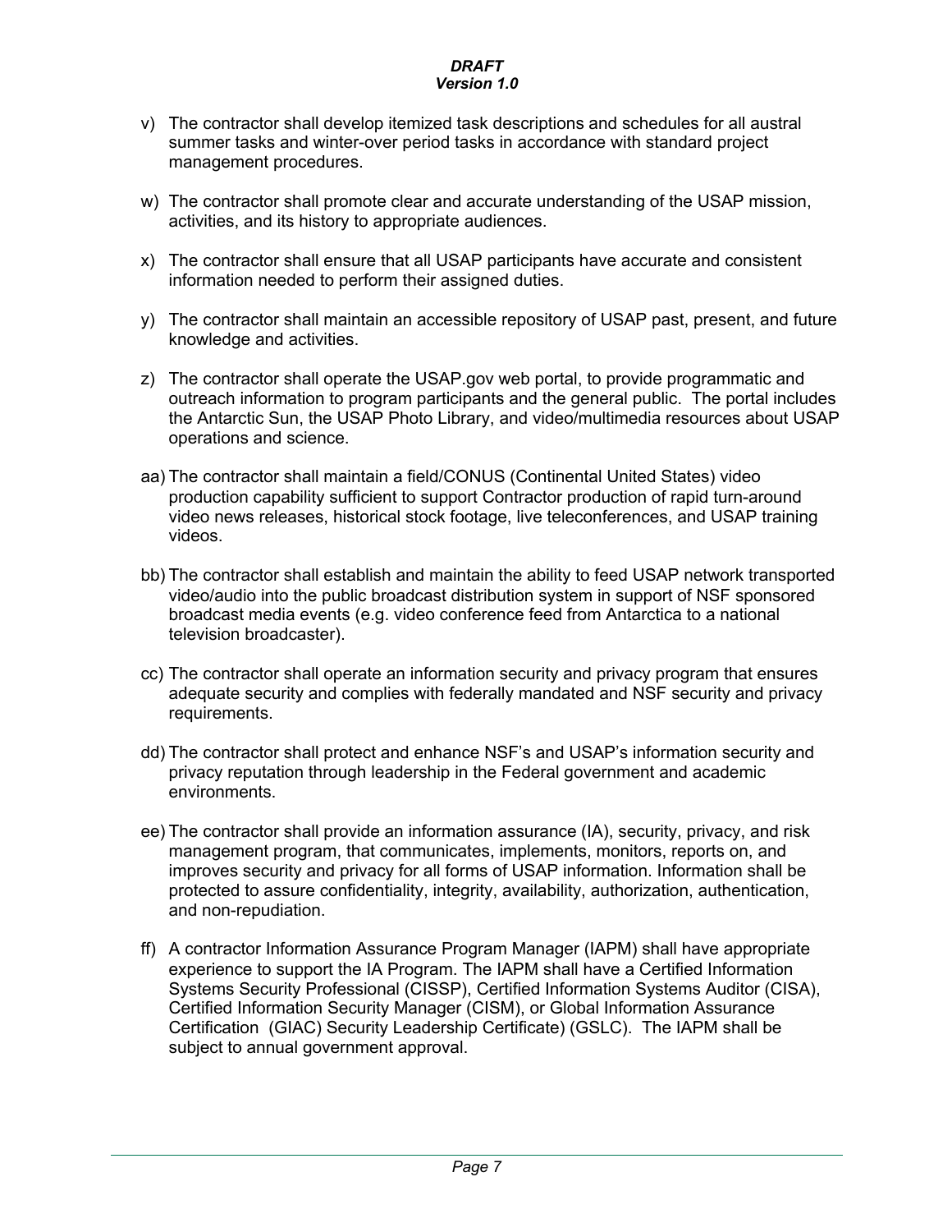v) The contractor shall develop itemized task descriptions and schedules for all austral summer tasks and winter-over period tasks in accordance with standard project management procedures.

w) The contractor shall promote clear and accurate understanding of the USAP mission, activities, and its history to appropriate audiences.

x) The contractor shall ensure that all USAP participants have accurate and consistent information needed to perform their assigned duties.

y) The contractor shall maintain an accessible repository of USAP past, present, and future knowledge and activities.

z) The contractor shall operate the USAP.gov web portal, to provide programmatic and outreach information to program participants and the general public. The portal includes the Antarctic Sun, the USAP Photo Library, and video/multimedia resources about USAP operations and science.

aa) The contractor shall maintain a field/CONUS (Continental United States) video production capability sufficient to support Contractor production of rapid turn-around video news releases, historical stock footage, live teleconferences, and USAP training videos.

bb) The contractor shall establish and maintain the ability to feed USAP network transported video/audio into the public broadcast distribution system in support of NSF sponsored broadcast media events (e.g. video conference feed from Antarctica to a national television broadcaster).

cc) The contractor shall operate an information security and privacy program that ensures adequate security and complies with federally mandated and NSF security and privacy requirements.

dd) The contractor shall protect and enhance NSF's and USAP's information security and privacy reputation through leadership in the Federal government and academic environments.

ee) The contractor shall provide an information assurance (IA), security, privacy, and risk management program, that communicates, implements, monitors, reports on, and improves security and privacy for all forms of USAP information. Information shall be protected to assure confidentiality, integrity, availability, authorization, authentication, and non-repudiation.

ff) A contractor Information Assurance Program Manager (IAPM) shall have appropriate experience to support the IA Program. The IAPM shall have a Certified Information Systems Security Professional (CISSP), Certified Information Systems Auditor (CISA), Certified Information Security Manager (CISM), or Global Information Assurance Certification (GIAC) Security Leadership Certificate) (GSLC). The IAPM shall be subject to annual government approval.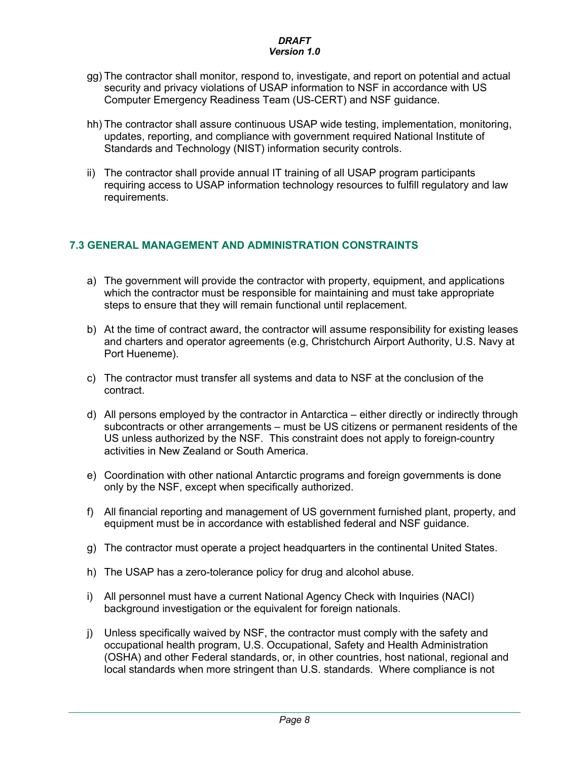gg) The contractor shall monitor, respond to, investigate, and report on potential and actual security and privacy violations of USAP information to NSF in accordance with US Computer Emergency Readiness Team (US-CERT) and NSF guidance.

hh) The contractor shall assure continuous USAP wide testing, implementation, monitoring, updates, reporting, and compliance with government required National Institute of Standards and Technology (NIST) information security controls.

ii) The contractor shall provide annual IT training of all USAP program participants requiring access to USAP information technology resources to fulfill regulatory and law requirements.

### 7.3 GENERAL MANAGEMENT AND ADMINISTRATION CONSTRAINTS

a) The government will provide the contractor with property, equipment, and applications which the contractor must be responsible for maintaining and must take appropriate steps to ensure that they will remain functional until replacement.

b) At the time of contract award, the contractor will assume responsibility for existing leases and charters and operator agreements (e.g, Christchurch Airport Authority, U.S. Navy at Port Hueneme).

c) The contractor must transfer all systems and data to NSF at the conclusion of the contract.

d) All persons employed by the contractor in Antarctica – either directly or indirectly through subcontracts or other arrangements – must be US citizens or permanent residents of the US unless authorized by the NSF. This constraint does not apply to foreign-country activities in New Zealand or South America.

e) Coordination with other national Antarctic programs and foreign governments is done only by the NSF, except when specifically authorized.

f) All financial reporting and management of US government furnished plant, property, and equipment must be in accordance with established federal and NSF guidance.

g) The contractor must operate a project headquarters in the continental United States.

h) The USAP has a zero-tolerance policy for drug and alcohol abuse.

i) All personnel must have a current National Agency Check with Inquiries (NACI) background investigation or the equivalent for foreign nationals.

j) Unless specifically waived by NSF, the contractor must comply with the safety and occupational health program, U.S. Occupational, Safety and Health Administration (OSHA) and other Federal standards, or, in other countries, host national, regional and local standards when more stringent than U.S. standards. Where compliance is not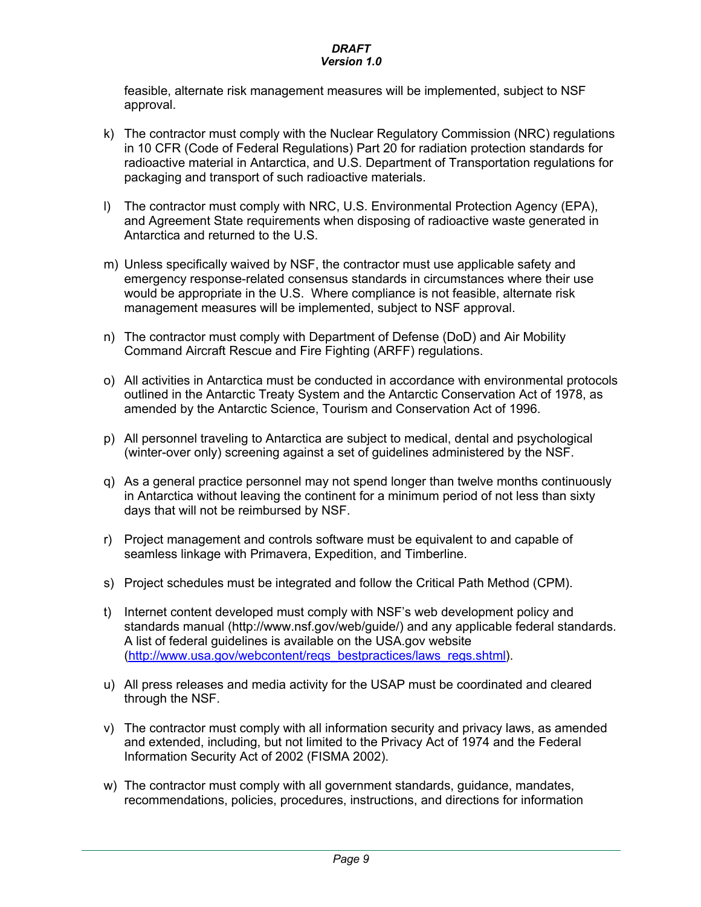feasible, alternate risk management measures will be implemented, subject to NSF approval.

k) The contractor must comply with the Nuclear Regulatory Commission (NRC) regulations in 10 CFR (Code of Federal Regulations) Part 20 for radiation protection standards for radioactive material in Antarctica, and U.S. Department of Transportation regulations for packaging and transport of such radioactive materials.

l) The contractor must comply with NRC, U.S. Environmental Protection Agency (EPA), and Agreement State requirements when disposing of radioactive waste generated in Antarctica and returned to the U.S.

m) Unless specifically waived by NSF, the contractor must use applicable safety and emergency response-related consensus standards in circumstances where their use would be appropriate in the U.S. Where compliance is not feasible, alternate risk management measures will be implemented, subject to NSF approval.

n) The contractor must comply with Department of Defense (DoD) and Air Mobility Command Aircraft Rescue and Fire Fighting (ARFF) regulations.

o) All activities in Antarctica must be conducted in accordance with environmental protocols outlined in the Antarctic Treaty System and the Antarctic Conservation Act of 1978, as amended by the Antarctic Science, Tourism and Conservation Act of 1996.

p) All personnel traveling to Antarctica are subject to medical, dental and psychological (winter-over only) screening against a set of guidelines administered by the NSF.

q) As a general practice personnel may not spend longer than twelve months continuously in Antarctica without leaving the continent for a minimum period of not less than sixty days that will not be reimbursed by NSF.

r) Project management and controls software must be equivalent to and capable of seamless linkage with Primavera, Expedition, and Timberline.

s) Project schedules must be integrated and follow the Critical Path Method (CPM).

t) Internet content developed must comply with NSF's web development policy and standards manual (http://www.nsf.gov/web/guide/) and any applicable federal standards. A list of federal guidelines is available on the USA.gov website ([http://www.usa.gov/webcontent/reqs_bestpractices/laws_regs.shtml](http://www.usa.gov/webcontent/reqs_bestpractices/laws_regs.shtml)).

u) All press releases and media activity for the USAP must be coordinated and cleared through the NSF.

v) The contractor must comply with all information security and privacy laws, as amended and extended, including, but not limited to the Privacy Act of 1974 and the Federal Information Security Act of 2002 (FISMA 2002).

w) The contractor must comply with all government standards, guidance, mandates, recommendations, policies, procedures, instructions, and directions for information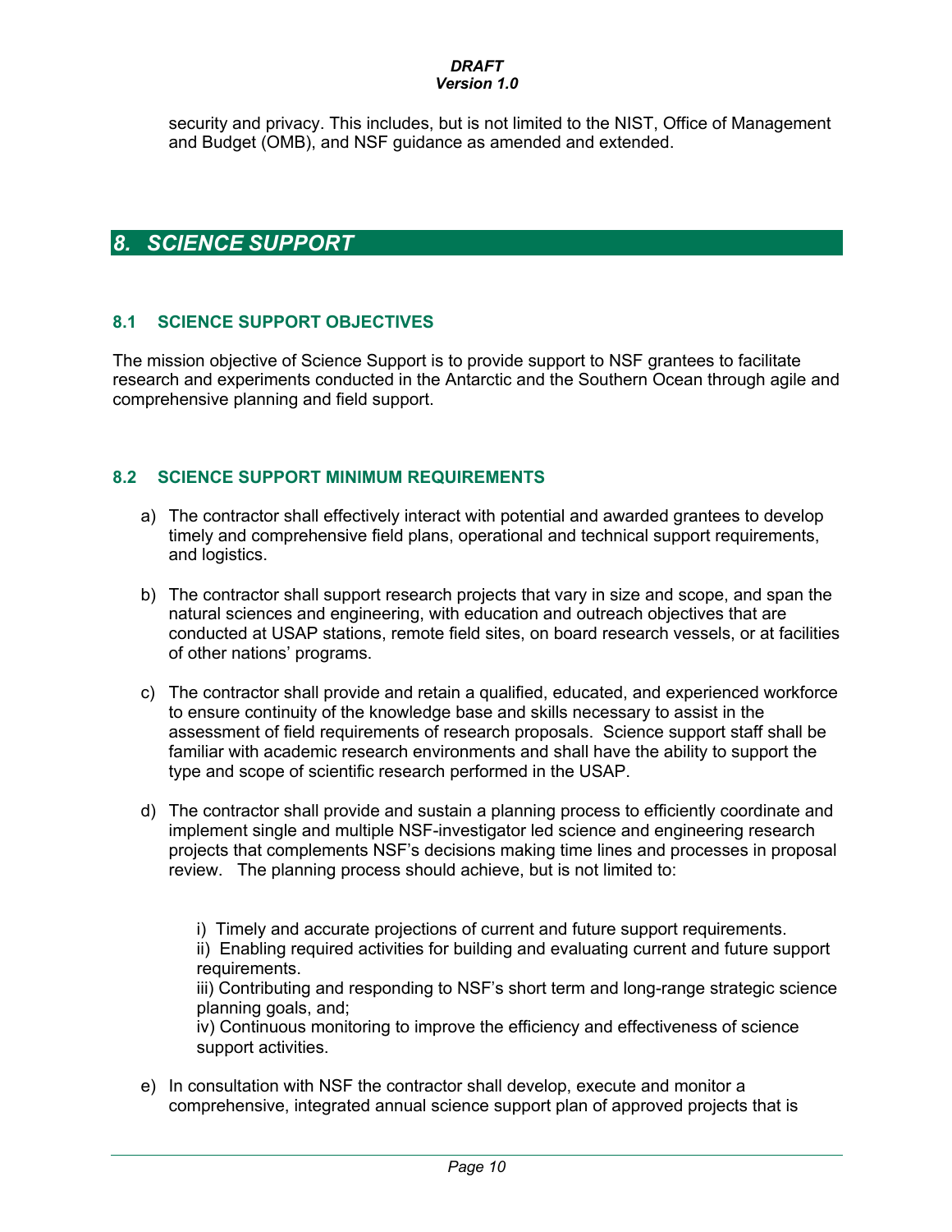security and privacy. This includes, but is not limited to the NIST, Office of Management and Budget (OMB), and NSF guidance as amended and extended.

# 8. SCIENCE SUPPORT

## 8.1 SCIENCE SUPPORT OBJECTIVES

The mission objective of Science Support is to provide support to NSF grantees to facilitate research and experiments conducted in the Antarctic and the Southern Ocean through agile and comprehensive planning and field support.

## 8.2 SCIENCE SUPPORT MINIMUM REQUIREMENTS

a) The contractor shall effectively interact with potential and awarded grantees to develop timely and comprehensive field plans, operational and technical support requirements, and logistics.

b) The contractor shall support research projects that vary in size and scope, and span the natural sciences and engineering, with education and outreach objectives that are conducted at USAP stations, remote field sites, on board research vessels, or at facilities of other nations' programs.

c) The contractor shall provide and retain a qualified, educated, and experienced workforce to ensure continuity of the knowledge base and skills necessary to assist in the assessment of field requirements of research proposals. Science support staff shall be familiar with academic research environments and shall have the ability to support the type and scope of scientific research performed in the USAP.

d) The contractor shall provide and sustain a planning process to efficiently coordinate and implement single and multiple NSF-investigator led science and engineering research projects that complements NSF's decisions making time lines and processes in proposal review. The planning process should achieve, but is not limited to:

   i) Timely and accurate projections of current and future support requirements.
   ii) Enabling required activities for building and evaluating current and future support requirements.
   iii) Contributing and responding to NSF's short term and long-range strategic science planning goals, and;
   iv) Continuous monitoring to improve the efficiency and effectiveness of science support activities.

e) In consultation with NSF the contractor shall develop, execute and monitor a comprehensive, integrated annual science support plan of approved projects that is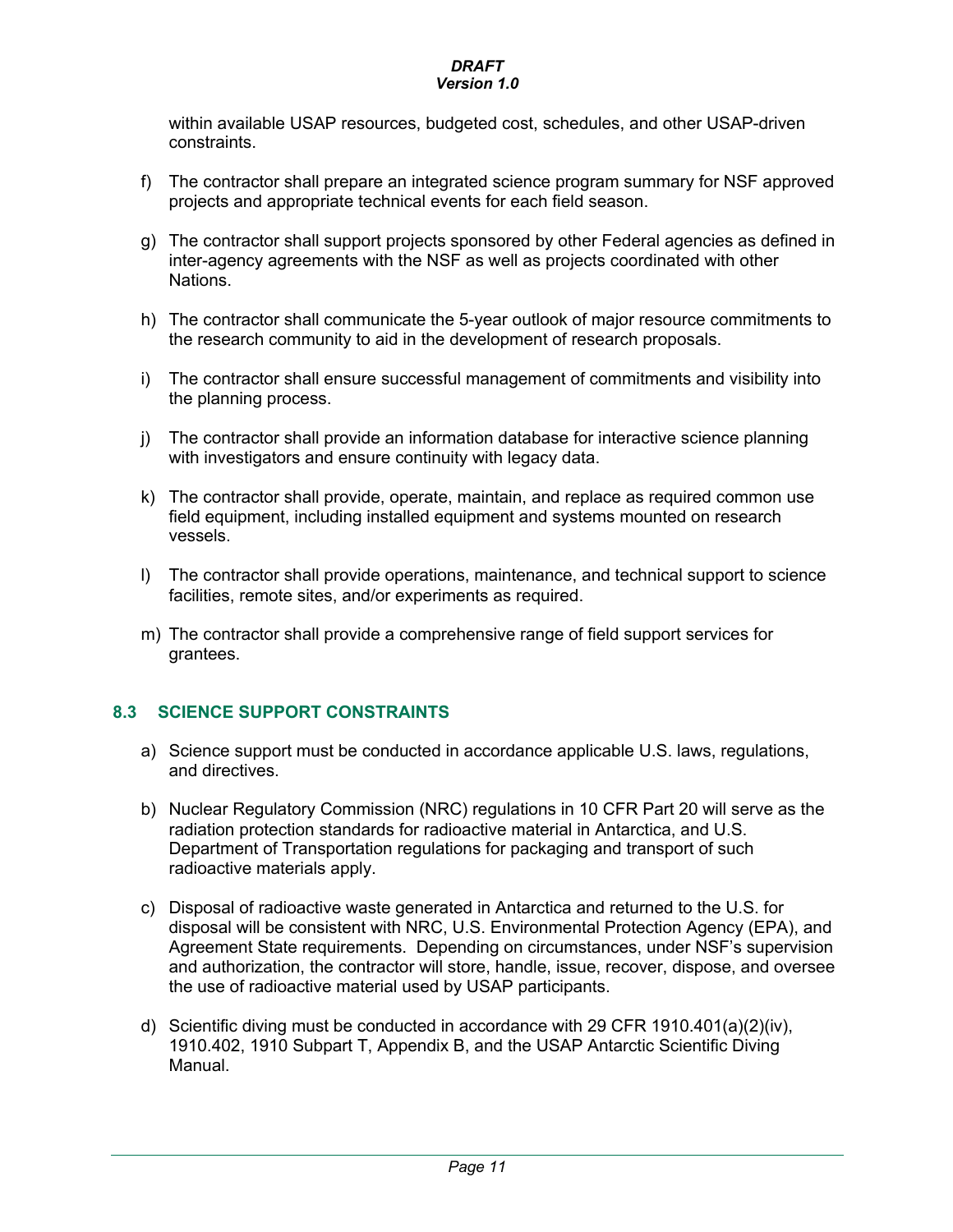within available USAP resources, budgeted cost, schedules, and other USAP-driven constraints.

f) The contractor shall prepare an integrated science program summary for NSF approved projects and appropriate technical events for each field season.

g) The contractor shall support projects sponsored by other Federal agencies as defined in inter-agency agreements with the NSF as well as projects coordinated with other Nations.

h) The contractor shall communicate the 5-year outlook of major resource commitments to the research community to aid in the development of research proposals.

i) The contractor shall ensure successful management of commitments and visibility into the planning process.

j) The contractor shall provide an information database for interactive science planning with investigators and ensure continuity with legacy data.

k) The contractor shall provide, operate, maintain, and replace as required common use field equipment, including installed equipment and systems mounted on research vessels.

l) The contractor shall provide operations, maintenance, and technical support to science facilities, remote sites, and/or experiments as required.

m) The contractor shall provide a comprehensive range of field support services for grantees.

## 8.3 SCIENCE SUPPORT CONSTRAINTS

a) Science support must be conducted in accordance applicable U.S. laws, regulations, and directives.

b) Nuclear Regulatory Commission (NRC) regulations in 10 CFR Part 20 will serve as the radiation protection standards for radioactive material in Antarctica, and U.S. Department of Transportation regulations for packaging and transport of such radioactive materials apply.

c) Disposal of radioactive waste generated in Antarctica and returned to the U.S. for disposal will be consistent with NRC, U.S. Environmental Protection Agency (EPA), and Agreement State requirements. Depending on circumstances, under NSF's supervision and authorization, the contractor will store, handle, issue, recover, dispose, and oversee the use of radioactive material used by USAP participants.

d) Scientific diving must be conducted in accordance with 29 CFR 1910.401(a)(2)(iv), 1910.402, 1910 Subpart T, Appendix B, and the USAP Antarctic Scientific Diving Manual.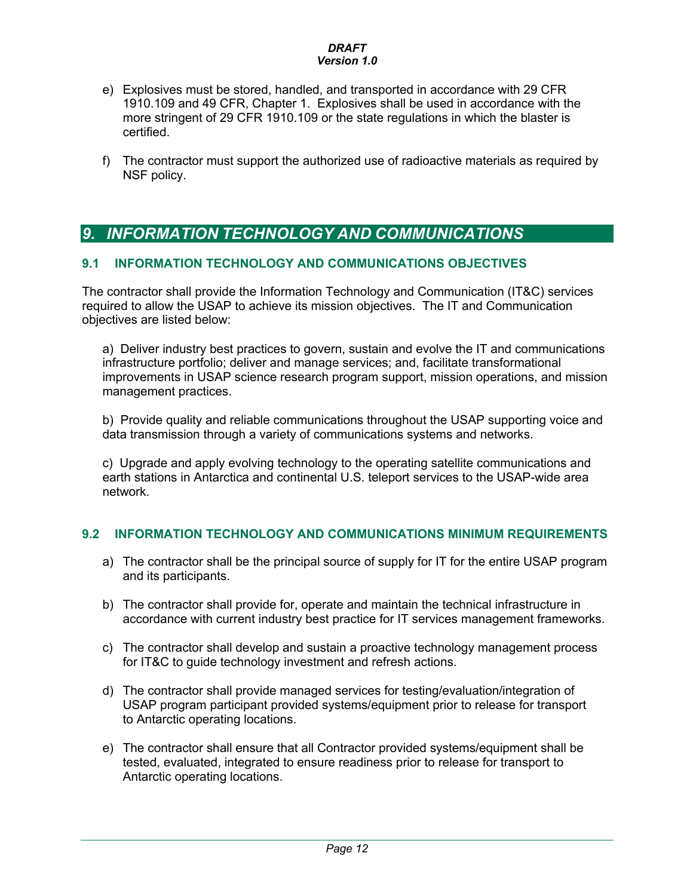e) Explosives must be stored, handled, and transported in accordance with 29 CFR 1910.109 and 49 CFR, Chapter 1. Explosives shall be used in accordance with the more stringent of 29 CFR 1910.109 or the state regulations in which the blaster is certified.

f) The contractor must support the authorized use of radioactive materials as required by NSF policy.

# 9. INFORMATION TECHNOLOGY AND COMMUNICATIONS

## 9.1 INFORMATION TECHNOLOGY AND COMMUNICATIONS OBJECTIVES

The contractor shall provide the Information Technology and Communication (IT&C) services required to allow the USAP to achieve its mission objectives. The IT and Communication objectives are listed below:

a) Deliver industry best practices to govern, sustain and evolve the IT and communications infrastructure portfolio; deliver and manage services; and, facilitate transformational improvements in USAP science research program support, mission operations, and mission management practices.

b) Provide quality and reliable communications throughout the USAP supporting voice and data transmission through a variety of communications systems and networks.

c) Upgrade and apply evolving technology to the operating satellite communications and earth stations in Antarctica and continental U.S. teleport services to the USAP-wide area network.

## 9.2 INFORMATION TECHNOLOGY AND COMMUNICATIONS MINIMUM REQUIREMENTS

a) The contractor shall be the principal source of supply for IT for the entire USAP program and its participants.

b) The contractor shall provide for, operate and maintain the technical infrastructure in accordance with current industry best practice for IT services management frameworks.

c) The contractor shall develop and sustain a proactive technology management process for IT&C to guide technology investment and refresh actions.

d) The contractor shall provide managed services for testing/evaluation/integration of USAP program participant provided systems/equipment prior to release for transport to Antarctic operating locations.

e) The contractor shall ensure that all Contractor provided systems/equipment shall be tested, evaluated, integrated to ensure readiness prior to release for transport to Antarctic operating locations.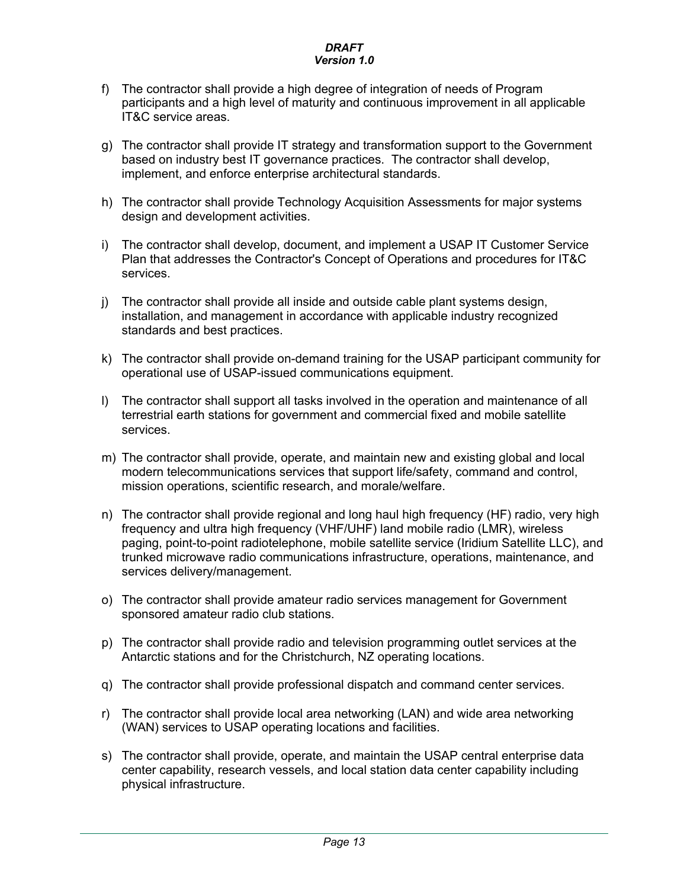f) The contractor shall provide a high degree of integration of needs of Program participants and a high level of maturity and continuous improvement in all applicable IT&C service areas.

g) The contractor shall provide IT strategy and transformation support to the Government based on industry best IT governance practices. The contractor shall develop, implement, and enforce enterprise architectural standards.

h) The contractor shall provide Technology Acquisition Assessments for major systems design and development activities.

i) The contractor shall develop, document, and implement a USAP IT Customer Service Plan that addresses the Contractor's Concept of Operations and procedures for IT&C services.

j) The contractor shall provide all inside and outside cable plant systems design, installation, and management in accordance with applicable industry recognized standards and best practices.

k) The contractor shall provide on-demand training for the USAP participant community for operational use of USAP-issued communications equipment.

l) The contractor shall support all tasks involved in the operation and maintenance of all terrestrial earth stations for government and commercial fixed and mobile satellite services.

m) The contractor shall provide, operate, and maintain new and existing global and local modern telecommunications services that support life/safety, command and control, mission operations, scientific research, and morale/welfare.

n) The contractor shall provide regional and long haul high frequency (HF) radio, very high frequency and ultra high frequency (VHF/UHF) land mobile radio (LMR), wireless paging, point-to-point radiotelephone, mobile satellite service (Iridium Satellite LLC), and trunked microwave radio communications infrastructure, operations, maintenance, and services delivery/management.

o) The contractor shall provide amateur radio services management for Government sponsored amateur radio club stations.

p) The contractor shall provide radio and television programming outlet services at the Antarctic stations and for the Christchurch, NZ operating locations.

q) The contractor shall provide professional dispatch and command center services.

r) The contractor shall provide local area networking (LAN) and wide area networking (WAN) services to USAP operating locations and facilities.

s) The contractor shall provide, operate, and maintain the USAP central enterprise data center capability, research vessels, and local station data center capability including physical infrastructure.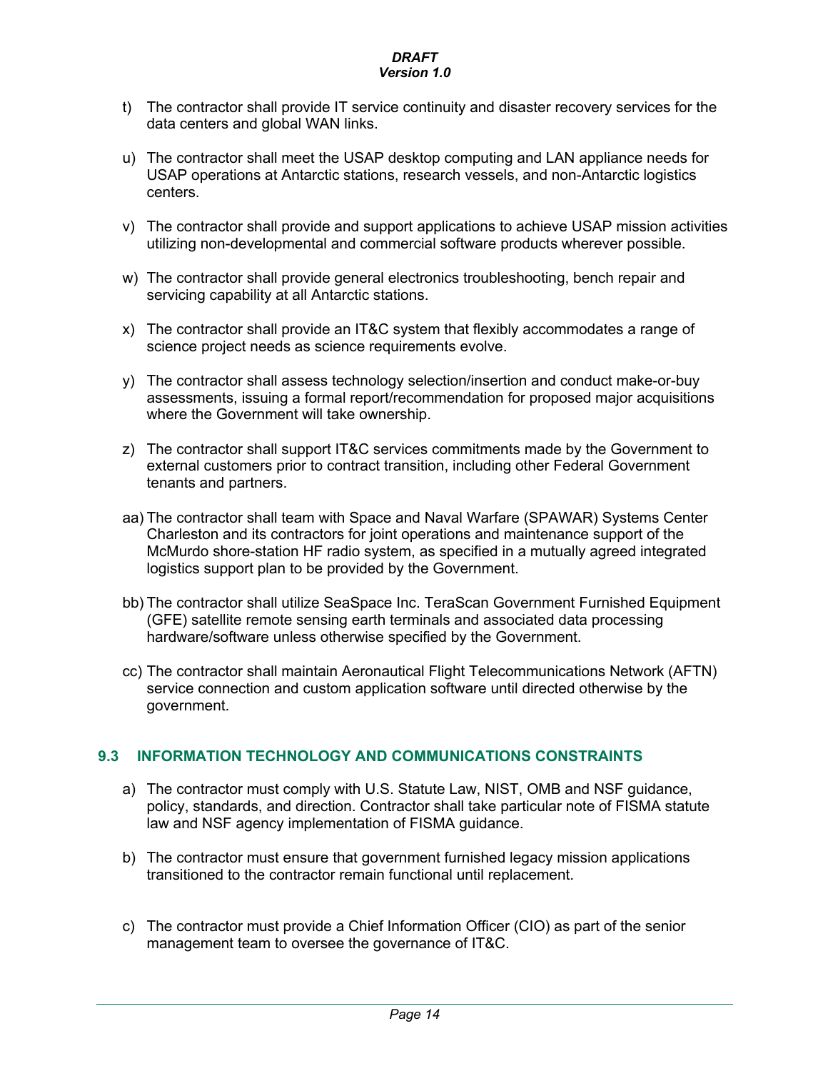t) The contractor shall provide IT service continuity and disaster recovery services for the data centers and global WAN links.

u) The contractor shall meet the USAP desktop computing and LAN appliance needs for USAP operations at Antarctic stations, research vessels, and non-Antarctic logistics centers.

v) The contractor shall provide and support applications to achieve USAP mission activities utilizing non-developmental and commercial software products wherever possible.

w) The contractor shall provide general electronics troubleshooting, bench repair and servicing capability at all Antarctic stations.

x) The contractor shall provide an IT&C system that flexibly accommodates a range of science project needs as science requirements evolve.

y) The contractor shall assess technology selection/insertion and conduct make-or-buy assessments, issuing a formal report/recommendation for proposed major acquisitions where the Government will take ownership.

z) The contractor shall support IT&C services commitments made by the Government to external customers prior to contract transition, including other Federal Government tenants and partners.

aa) The contractor shall team with Space and Naval Warfare (SPAWAR) Systems Center Charleston and its contractors for joint operations and maintenance support of the McMurdo shore-station HF radio system, as specified in a mutually agreed integrated logistics support plan to be provided by the Government.

bb) The contractor shall utilize SeaSpace Inc. TeraScan Government Furnished Equipment (GFE) satellite remote sensing earth terminals and associated data processing hardware/software unless otherwise specified by the Government.

cc) The contractor shall maintain Aeronautical Flight Telecommunications Network (AFTN) service connection and custom application software until directed otherwise by the government.

## 9.3 INFORMATION TECHNOLOGY AND COMMUNICATIONS CONSTRAINTS

a) The contractor must comply with U.S. Statute Law, NIST, OMB and NSF guidance, policy, standards, and direction. Contractor shall take particular note of FISMA statute law and NSF agency implementation of FISMA guidance.

b) The contractor must ensure that government furnished legacy mission applications transitioned to the contractor remain functional until replacement.

c) The contractor must provide a Chief Information Officer (CIO) as part of the senior management team to oversee the governance of IT&C.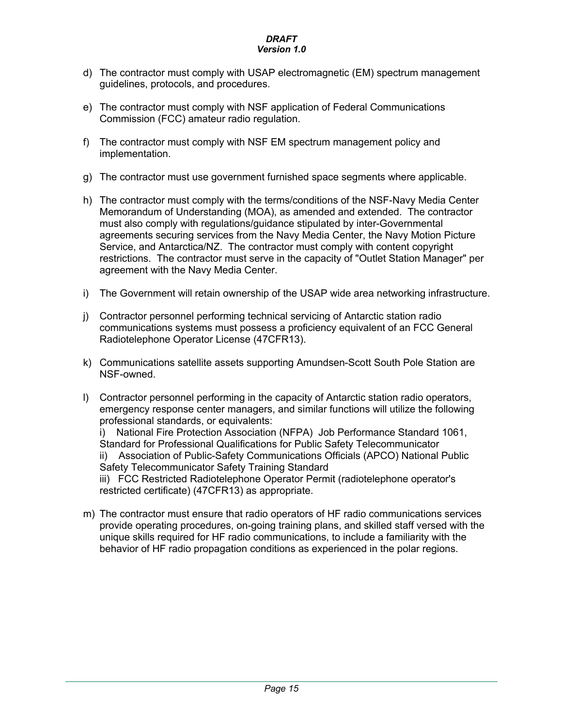d) The contractor must comply with USAP electromagnetic (EM) spectrum management guidelines, protocols, and procedures.

e) The contractor must comply with NSF application of Federal Communications Commission (FCC) amateur radio regulation.

f) The contractor must comply with NSF EM spectrum management policy and implementation.

g) The contractor must use government furnished space segments where applicable.

h) The contractor must comply with the terms/conditions of the NSF-Navy Media Center Memorandum of Understanding (MOA), as amended and extended. The contractor must also comply with regulations/guidance stipulated by inter-Governmental agreements securing services from the Navy Media Center, the Navy Motion Picture Service, and Antarctica/NZ. The contractor must comply with content copyright restrictions. The contractor must serve in the capacity of "Outlet Station Manager" per agreement with the Navy Media Center.

i) The Government will retain ownership of the USAP wide area networking infrastructure.

j) Contractor personnel performing technical servicing of Antarctic station radio communications systems must possess a proficiency equivalent of an FCC General Radiotelephone Operator License (47CFR13).

k) Communications satellite assets supporting Amundsen-Scott South Pole Station are NSF-owned.

l) Contractor personnel performing in the capacity of Antarctic station radio operators, emergency response center managers, and similar functions will utilize the following professional standards, or equivalents:
   i) National Fire Protection Association (NFPA) Job Performance Standard 1061, Standard for Professional Qualifications for Public Safety Telecommunicator
   ii) Association of Public-Safety Communications Officials (APCO) National Public Safety Telecommunicator Safety Training Standard
   iii) FCC Restricted Radiotelephone Operator Permit (radiotelephone operator's restricted certificate) (47CFR13) as appropriate.

m) The contractor must ensure that radio operators of HF radio communications services provide operating procedures, on-going training plans, and skilled staff versed with the unique skills required for HF radio communications, to include a familiarity with the behavior of HF radio propagation conditions as experienced in the polar regions.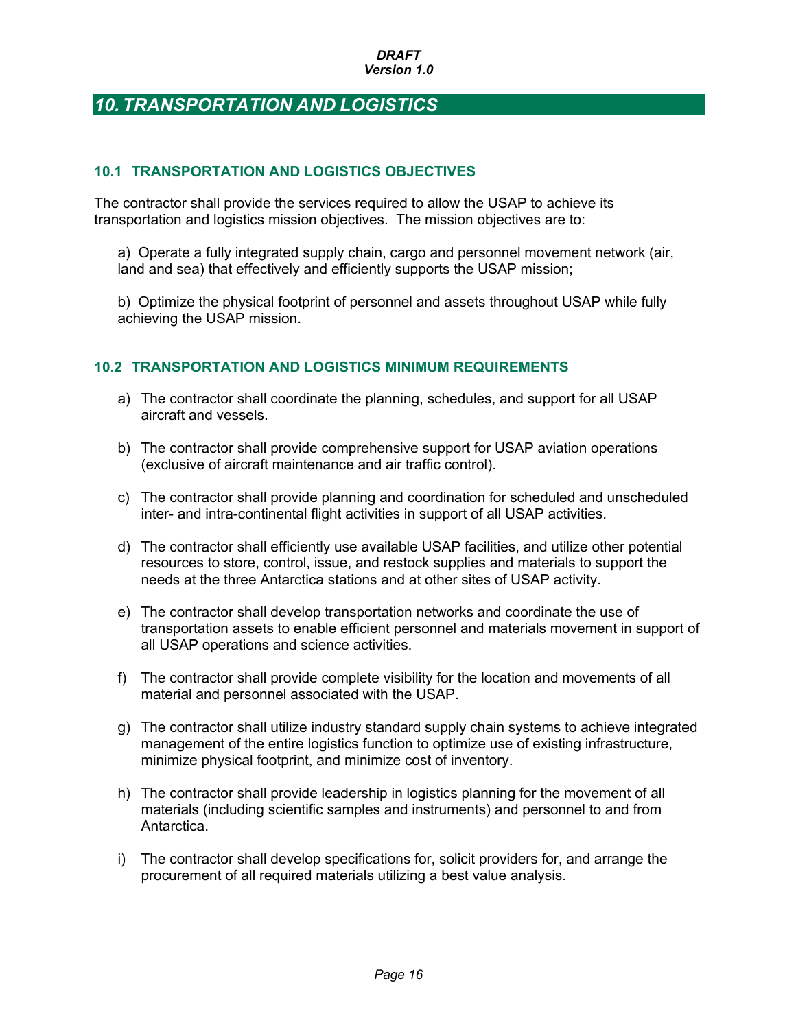# *10. TRANSPORTATION AND LOGISTICS*

## 10.1 TRANSPORTATION AND LOGISTICS OBJECTIVES

The contractor shall provide the services required to allow the USAP to achieve its transportation and logistics mission objectives. The mission objectives are to:

a) Operate a fully integrated supply chain, cargo and personnel movement network (air, land and sea) that effectively and efficiently supports the USAP mission;

b) Optimize the physical footprint of personnel and assets throughout USAP while fully achieving the USAP mission.

## 10.2 TRANSPORTATION AND LOGISTICS MINIMUM REQUIREMENTS

a) The contractor shall coordinate the planning, schedules, and support for all USAP aircraft and vessels.

b) The contractor shall provide comprehensive support for USAP aviation operations (exclusive of aircraft maintenance and air traffic control).

c) The contractor shall provide planning and coordination for scheduled and unscheduled inter- and intra-continental flight activities in support of all USAP activities.

d) The contractor shall efficiently use available USAP facilities, and utilize other potential resources to store, control, issue, and restock supplies and materials to support the needs at the three Antarctica stations and at other sites of USAP activity.

e) The contractor shall develop transportation networks and coordinate the use of transportation assets to enable efficient personnel and materials movement in support of all USAP operations and science activities.

f) The contractor shall provide complete visibility for the location and movements of all material and personnel associated with the USAP.

g) The contractor shall utilize industry standard supply chain systems to achieve integrated management of the entire logistics function to optimize use of existing infrastructure, minimize physical footprint, and minimize cost of inventory.

h) The contractor shall provide leadership in logistics planning for the movement of all materials (including scientific samples and instruments) and personnel to and from Antarctica.

i) The contractor shall develop specifications for, solicit providers for, and arrange the procurement of all required materials utilizing a best value analysis.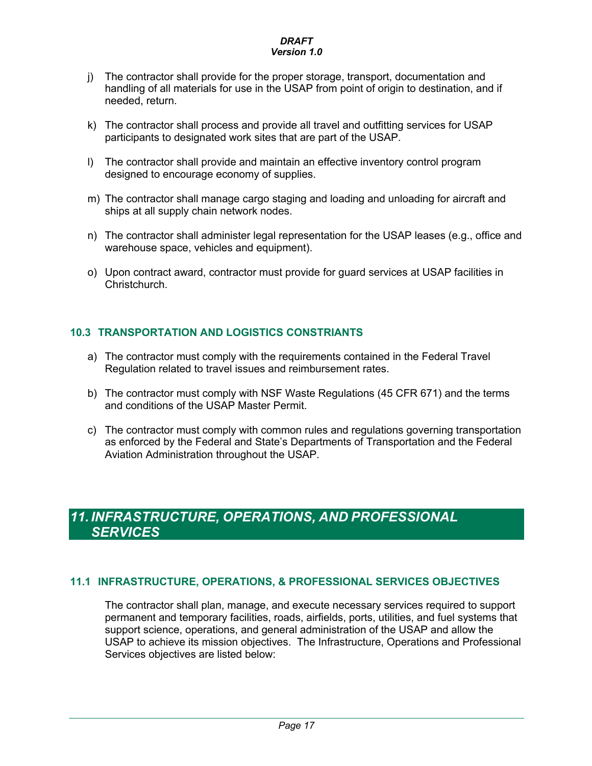j) The contractor shall provide for the proper storage, transport, documentation and handling of all materials for use in the USAP from point of origin to destination, and if needed, return.

k) The contractor shall process and provide all travel and outfitting services for USAP participants to designated work sites that are part of the USAP.

l) The contractor shall provide and maintain an effective inventory control program designed to encourage economy of supplies.

m) The contractor shall manage cargo staging and loading and unloading for aircraft and ships at all supply chain network nodes.

n) The contractor shall administer legal representation for the USAP leases (e.g., office and warehouse space, vehicles and equipment).

o) Upon contract award, contractor must provide for guard services at USAP facilities in Christchurch.

### 10.3 TRANSPORTATION AND LOGISTICS CONSTRIANTS

a) The contractor must comply with the requirements contained in the Federal Travel Regulation related to travel issues and reimbursement rates.

b) The contractor must comply with NSF Waste Regulations (45 CFR 671) and the terms and conditions of the USAP Master Permit.

c) The contractor must comply with common rules and regulations governing transportation as enforced by the Federal and State's Departments of Transportation and the Federal Aviation Administration throughout the USAP.

## *11. INFRASTRUCTURE, OPERATIONS, AND PROFESSIONAL SERVICES*

### 11.1 INFRASTRUCTURE, OPERATIONS, & PROFESSIONAL SERVICES OBJECTIVES

The contractor shall plan, manage, and execute necessary services required to support permanent and temporary facilities, roads, airfields, ports, utilities, and fuel systems that support science, operations, and general administration of the USAP and allow the USAP to achieve its mission objectives. The Infrastructure, Operations and Professional Services objectives are listed below: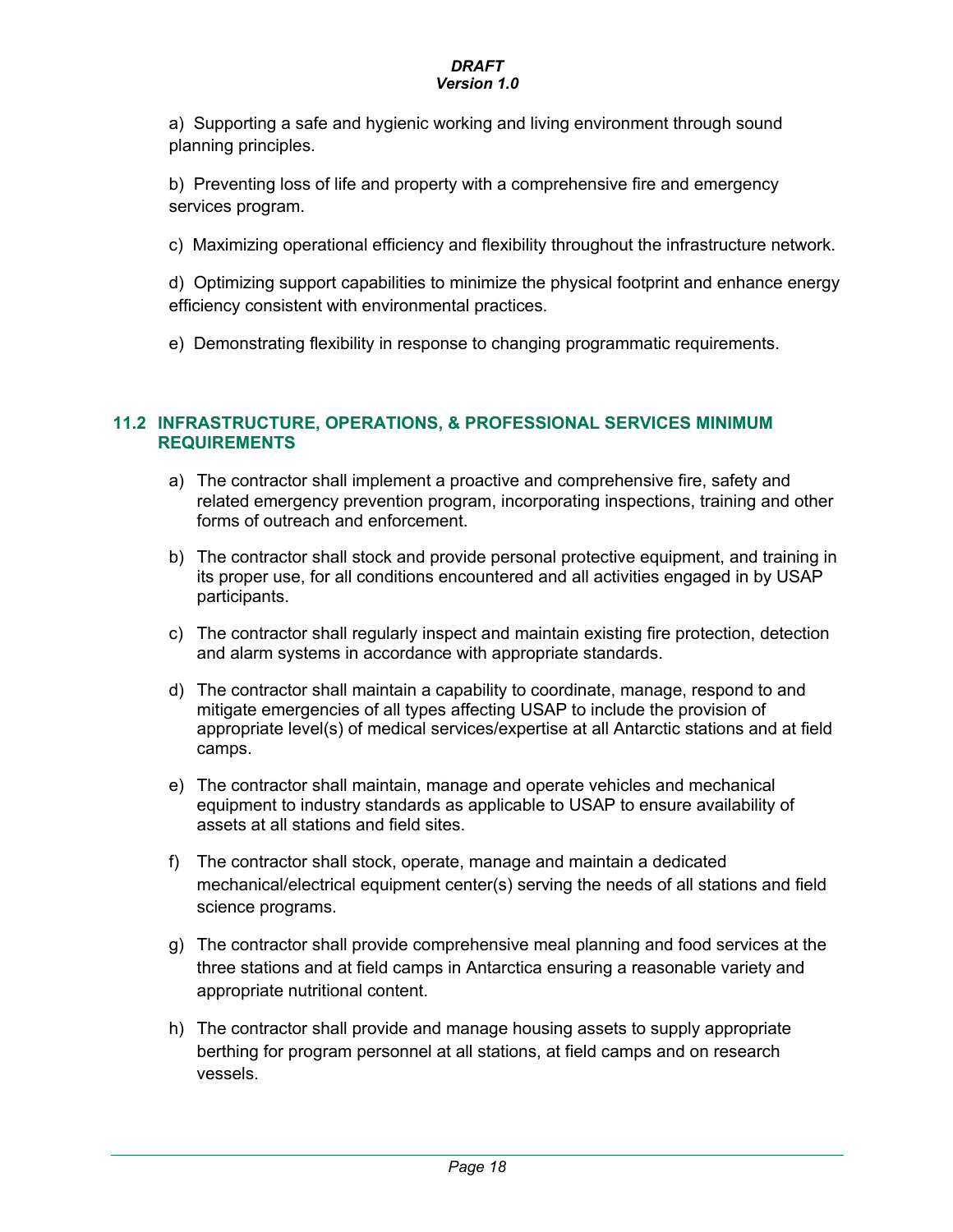a) Supporting a safe and hygienic working and living environment through sound planning principles.

b) Preventing loss of life and property with a comprehensive fire and emergency services program.

c) Maximizing operational efficiency and flexibility throughout the infrastructure network.

d) Optimizing support capabilities to minimize the physical footprint and enhance energy efficiency consistent with environmental practices.

e) Demonstrating flexibility in response to changing programmatic requirements.

## 11.2 INFRASTRUCTURE, OPERATIONS, & PROFESSIONAL SERVICES MINIMUM REQUIREMENTS

a) The contractor shall implement a proactive and comprehensive fire, safety and related emergency prevention program, incorporating inspections, training and other forms of outreach and enforcement.

b) The contractor shall stock and provide personal protective equipment, and training in its proper use, for all conditions encountered and all activities engaged in by USAP participants.

c) The contractor shall regularly inspect and maintain existing fire protection, detection and alarm systems in accordance with appropriate standards.

d) The contractor shall maintain a capability to coordinate, manage, respond to and mitigate emergencies of all types affecting USAP to include the provision of appropriate level(s) of medical services/expertise at all Antarctic stations and at field camps.

e) The contractor shall maintain, manage and operate vehicles and mechanical equipment to industry standards as applicable to USAP to ensure availability of assets at all stations and field sites.

f) The contractor shall stock, operate, manage and maintain a dedicated mechanical/electrical equipment center(s) serving the needs of all stations and field science programs.

g) The contractor shall provide comprehensive meal planning and food services at the three stations and at field camps in Antarctica ensuring a reasonable variety and appropriate nutritional content.

h) The contractor shall provide and manage housing assets to supply appropriate berthing for program personnel at all stations, at field camps and on research vessels.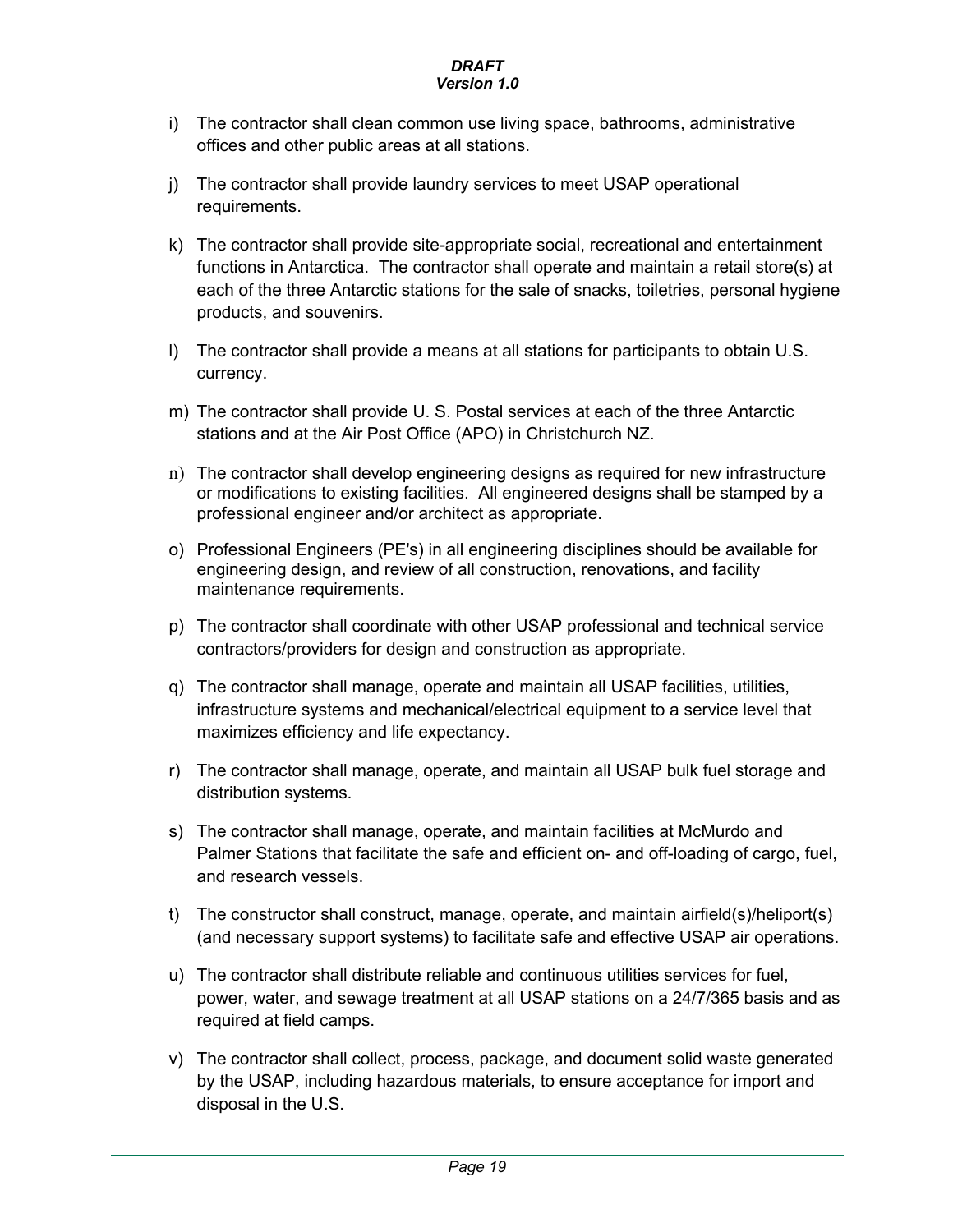i) The contractor shall clean common use living space, bathrooms, administrative offices and other public areas at all stations.

j) The contractor shall provide laundry services to meet USAP operational requirements.

k) The contractor shall provide site-appropriate social, recreational and entertainment functions in Antarctica. The contractor shall operate and maintain a retail store(s) at each of the three Antarctic stations for the sale of snacks, toiletries, personal hygiene products, and souvenirs.

l) The contractor shall provide a means at all stations for participants to obtain U.S. currency.

m) The contractor shall provide U. S. Postal services at each of the three Antarctic stations and at the Air Post Office (APO) in Christchurch NZ.

n) The contractor shall develop engineering designs as required for new infrastructure or modifications to existing facilities. All engineered designs shall be stamped by a professional engineer and/or architect as appropriate.

o) Professional Engineers (PE's) in all engineering disciplines should be available for engineering design, and review of all construction, renovations, and facility maintenance requirements.

p) The contractor shall coordinate with other USAP professional and technical service contractors/providers for design and construction as appropriate.

q) The contractor shall manage, operate and maintain all USAP facilities, utilities, infrastructure systems and mechanical/electrical equipment to a service level that maximizes efficiency and life expectancy.

r) The contractor shall manage, operate, and maintain all USAP bulk fuel storage and distribution systems.

s) The contractor shall manage, operate, and maintain facilities at McMurdo and Palmer Stations that facilitate the safe and efficient on- and off-loading of cargo, fuel, and research vessels.

t) The constructor shall construct, manage, operate, and maintain airfield(s)/heliport(s) (and necessary support systems) to facilitate safe and effective USAP air operations.

u) The contractor shall distribute reliable and continuous utilities services for fuel, power, water, and sewage treatment at all USAP stations on a 24/7/365 basis and as required at field camps.

v) The contractor shall collect, process, package, and document solid waste generated by the USAP, including hazardous materials, to ensure acceptance for import and disposal in the U.S.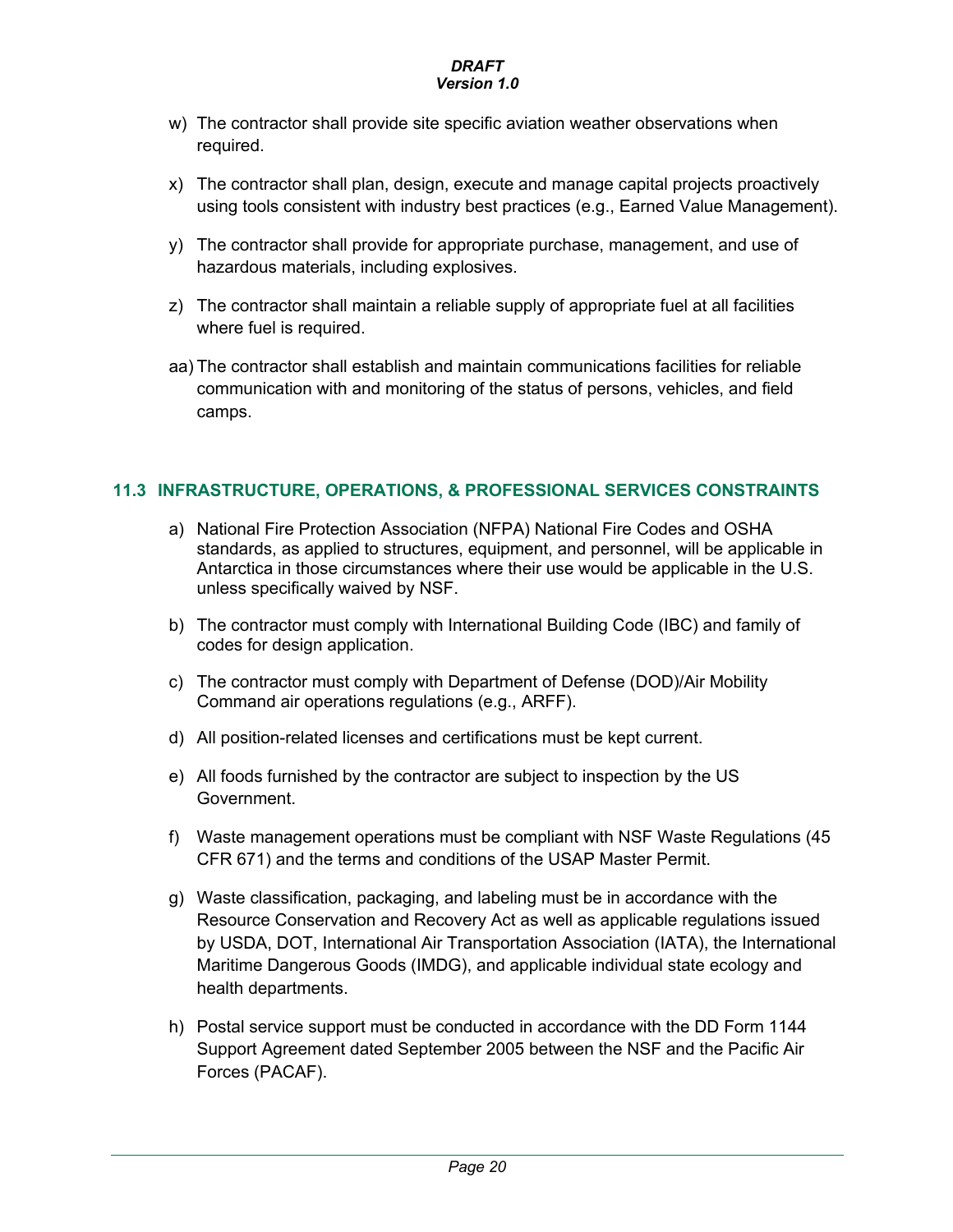w) The contractor shall provide site specific aviation weather observations when required.

x) The contractor shall plan, design, execute and manage capital projects proactively using tools consistent with industry best practices (e.g., Earned Value Management).

y) The contractor shall provide for appropriate purchase, management, and use of hazardous materials, including explosives.

z) The contractor shall maintain a reliable supply of appropriate fuel at all facilities where fuel is required.

aa) The contractor shall establish and maintain communications facilities for reliable communication with and monitoring of the status of persons, vehicles, and field camps.

## 11.3 INFRASTRUCTURE, OPERATIONS, & PROFESSIONAL SERVICES CONSTRAINTS

a) National Fire Protection Association (NFPA) National Fire Codes and OSHA standards, as applied to structures, equipment, and personnel, will be applicable in Antarctica in those circumstances where their use would be applicable in the U.S. unless specifically waived by NSF.

b) The contractor must comply with International Building Code (IBC) and family of codes for design application.

c) The contractor must comply with Department of Defense (DOD)/Air Mobility Command air operations regulations (e.g., ARFF).

d) All position-related licenses and certifications must be kept current.

e) All foods furnished by the contractor are subject to inspection by the US Government.

f) Waste management operations must be compliant with NSF Waste Regulations (45 CFR 671) and the terms and conditions of the USAP Master Permit.

g) Waste classification, packaging, and labeling must be in accordance with the Resource Conservation and Recovery Act as well as applicable regulations issued by USDA, DOT, International Air Transportation Association (IATA), the International Maritime Dangerous Goods (IMDG), and applicable individual state ecology and health departments.

h) Postal service support must be conducted in accordance with the DD Form 1144 Support Agreement dated September 2005 between the NSF and the Pacific Air Forces (PACAF).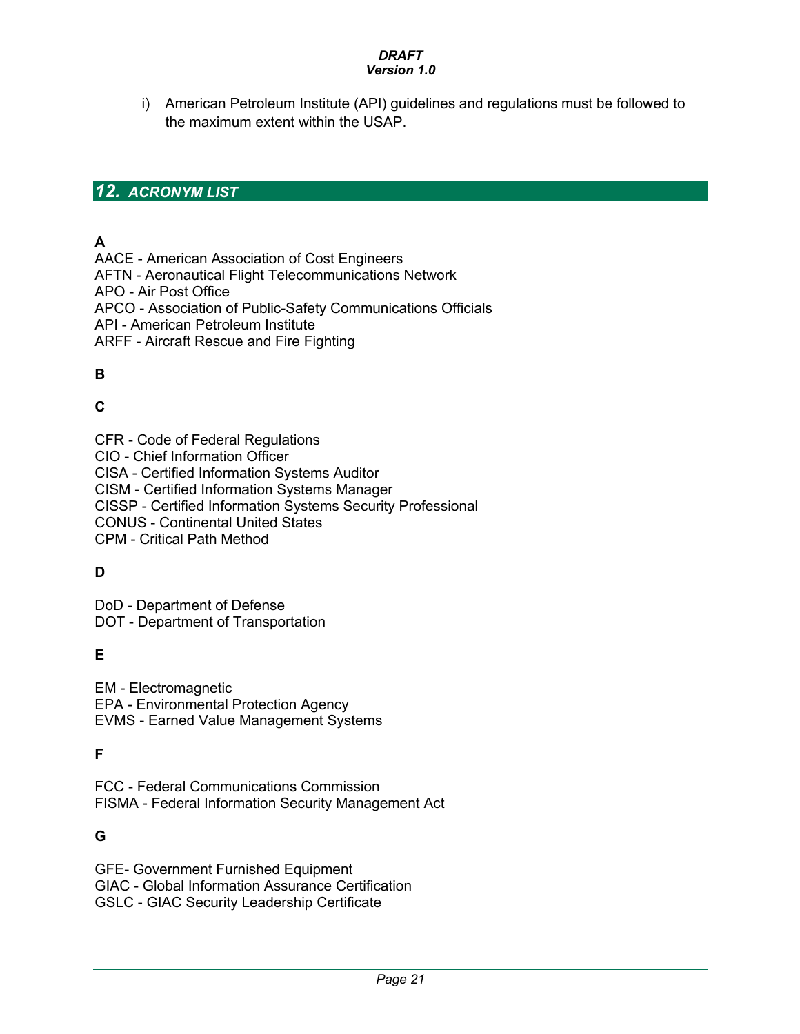i) American Petroleum Institute (API) guidelines and regulations must be followed to the maximum extent within the USAP.

## 12. ACRONYM LIST

**A**

AACE - American Association of Cost Engineers
AFTN - Aeronautical Flight Telecommunications Network
APO - Air Post Office
APCO - Association of Public-Safety Communications Officials
API - American Petroleum Institute
ARFF - Aircraft Rescue and Fire Fighting

**B**

**C**

CFR - Code of Federal Regulations
CIO - Chief Information Officer
CISA - Certified Information Systems Auditor
CISM - Certified Information Systems Manager
CISSP - Certified Information Systems Security Professional
CONUS - Continental United States
CPM - Critical Path Method

**D**

DoD - Department of Defense
DOT - Department of Transportation

**E**

EM - Electromagnetic
EPA - Environmental Protection Agency
EVMS - Earned Value Management Systems

**F**

FCC - Federal Communications Commission
FISMA - Federal Information Security Management Act

**G**

GFE- Government Furnished Equipment
GIAC - Global Information Assurance Certification
GSLC - GIAC Security Leadership Certificate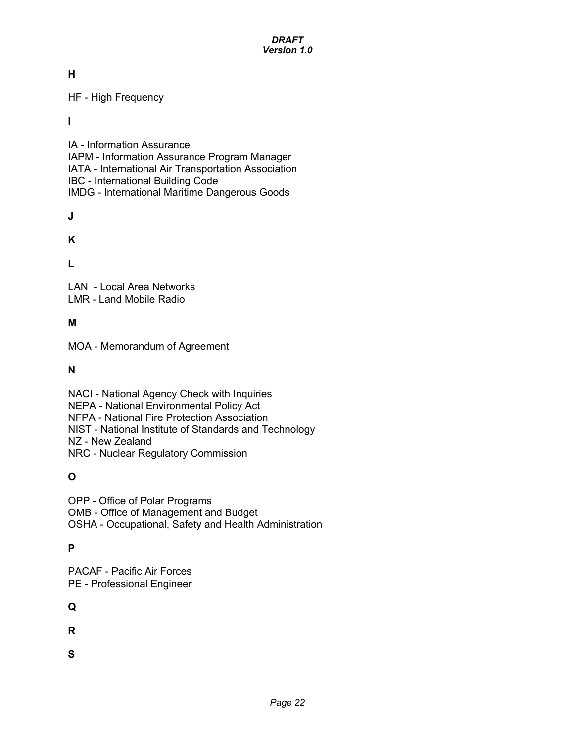**H**

HF - High Frequency

**I**

IA - Information Assurance
IAPM - Information Assurance Program Manager
IATA - International Air Transportation Association
IBC - International Building Code
IMDG - International Maritime Dangerous Goods

**J**

**K**

**L**

LAN - Local Area Networks
LMR - Land Mobile Radio

**M**

MOA - Memorandum of Agreement

**N**

NACI - National Agency Check with Inquiries
NEPA - National Environmental Policy Act
NFPA - National Fire Protection Association
NIST - National Institute of Standards and Technology
NZ - New Zealand
NRC - Nuclear Regulatory Commission

**O**

OPP - Office of Polar Programs
OMB - Office of Management and Budget
OSHA - Occupational, Safety and Health Administration

**P**

PACAF - Pacific Air Forces
PE - Professional Engineer

**Q**

**R**

**S**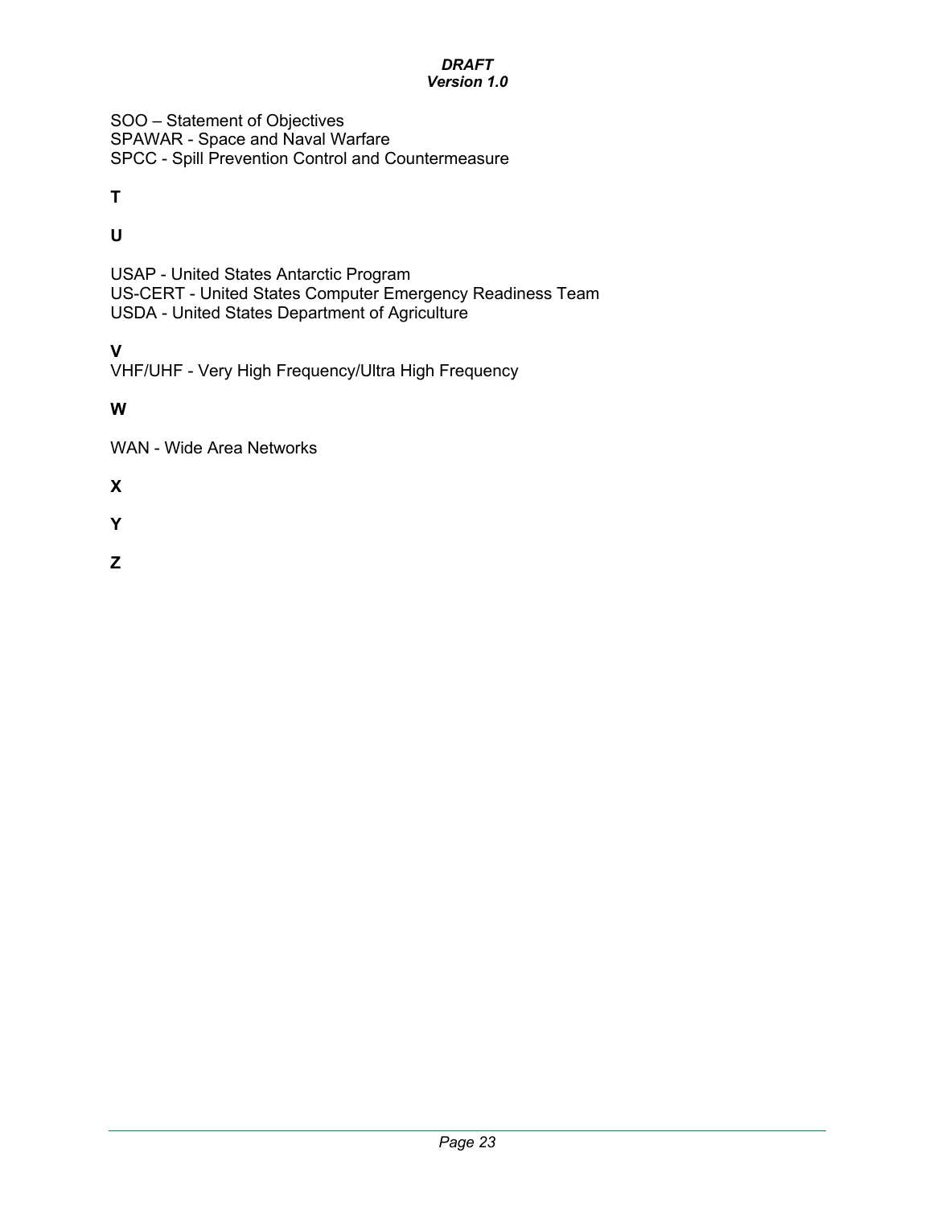SOO – Statement of Objectives
SPAWAR - Space and Naval Warfare
SPCC - Spill Prevention Control and Countermeasure

**T**

**U**

USAP - United States Antarctic Program
US-CERT - United States Computer Emergency Readiness Team
USDA - United States Department of Agriculture

**V**

VHF/UHF - Very High Frequency/Ultra High Frequency

**W**

WAN - Wide Area Networks

**X**

**Y**

**Z**